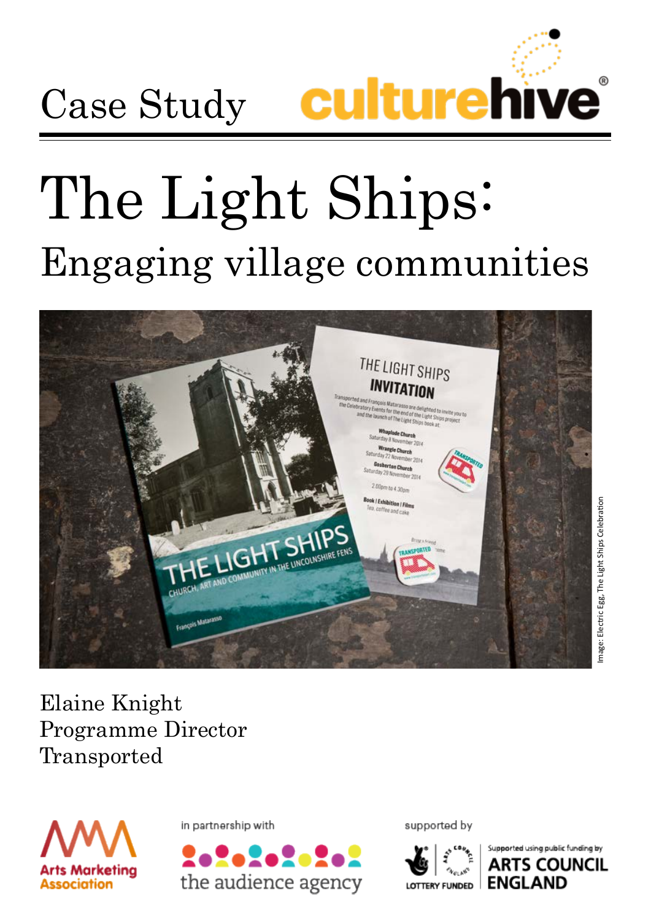Case Study culturehive

# The Light Ships:

## Engaging village communities

Image: Electric Egg, The Light Ships Celebration

Elaine Knight
Programme Director
Transported

Arts Marketing Association

in partnership with

the audience agency

supported by

LOTTERY FUNDED

Supported using public funding by ARTS COUNCIL ENGLAND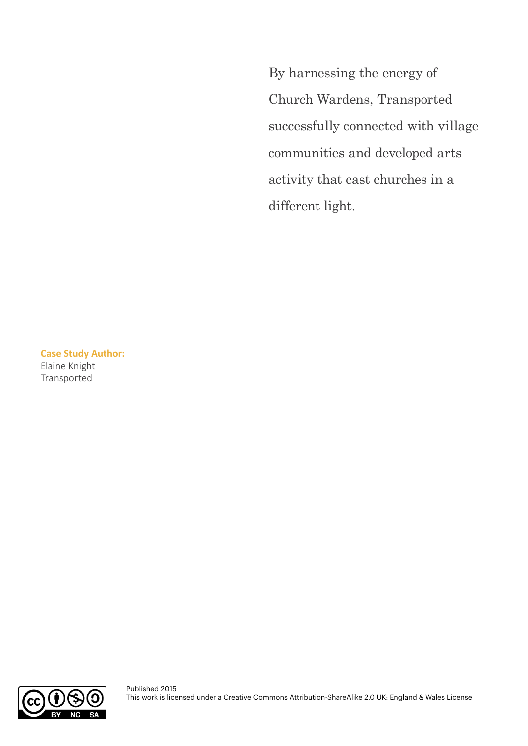By harnessing the energy of Church Wardens, Transported successfully connected with village communities and developed arts activity that cast churches in a different light.

---

**Case Study Author:**
Elaine Knight
Transported

Published 2015
This work is licensed under a Creative Commons Attribution-ShareAlike 2.0 UK: England & Wales License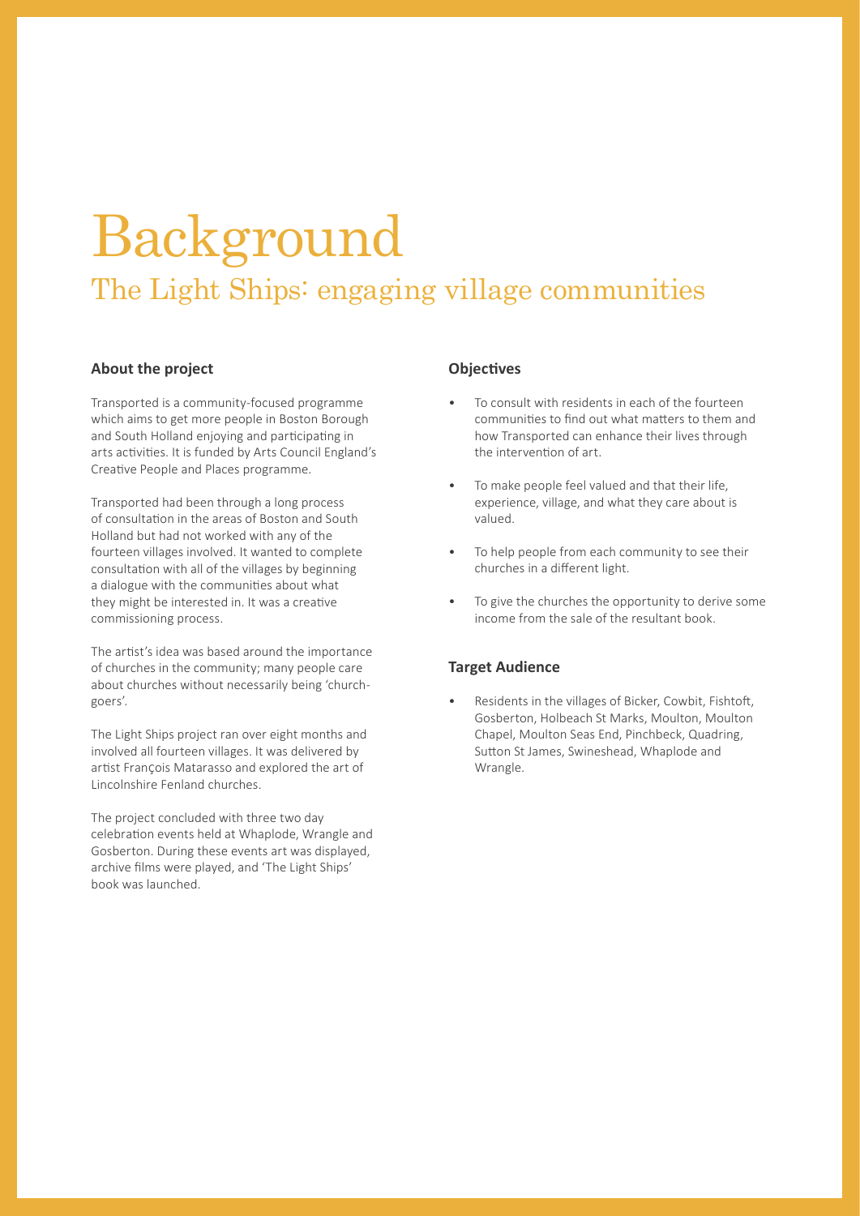# Background

## The Light Ships: engaging village communities

### About the project

Transported is a community-focused programme which aims to get more people in Boston Borough and South Holland enjoying and participating in arts activities. It is funded by Arts Council England's Creative People and Places programme.

Transported had been through a long process of consultation in the areas of Boston and South Holland but had not worked with any of the fourteen villages involved. It wanted to complete consultation with all of the villages by beginning a dialogue with the communities about what they might be interested in. It was a creative commissioning process.

The artist's idea was based around the importance of churches in the community; many people care about churches without necessarily being 'church-goers'.

The Light Ships project ran over eight months and involved all fourteen villages. It was delivered by artist François Matarasso and explored the art of Lincolnshire Fenland churches.

The project concluded with three two day celebration events held at Whaplode, Wrangle and Gosberton. During these events art was displayed, archive films were played, and 'The Light Ships' book was launched.

### Objectives

- To consult with residents in each of the fourteen communities to find out what matters to them and how Transported can enhance their lives through the intervention of art.
- To make people feel valued and that their life, experience, village, and what they care about is valued.
- To help people from each community to see their churches in a different light.
- To give the churches the opportunity to derive some income from the sale of the resultant book.

### Target Audience

- Residents in the villages of Bicker, Cowbit, Fishtoft, Gosberton, Holbeach St Marks, Moulton, Moulton Chapel, Moulton Seas End, Pinchbeck, Quadring, Sutton St James, Swineshead, Whaplode and Wrangle.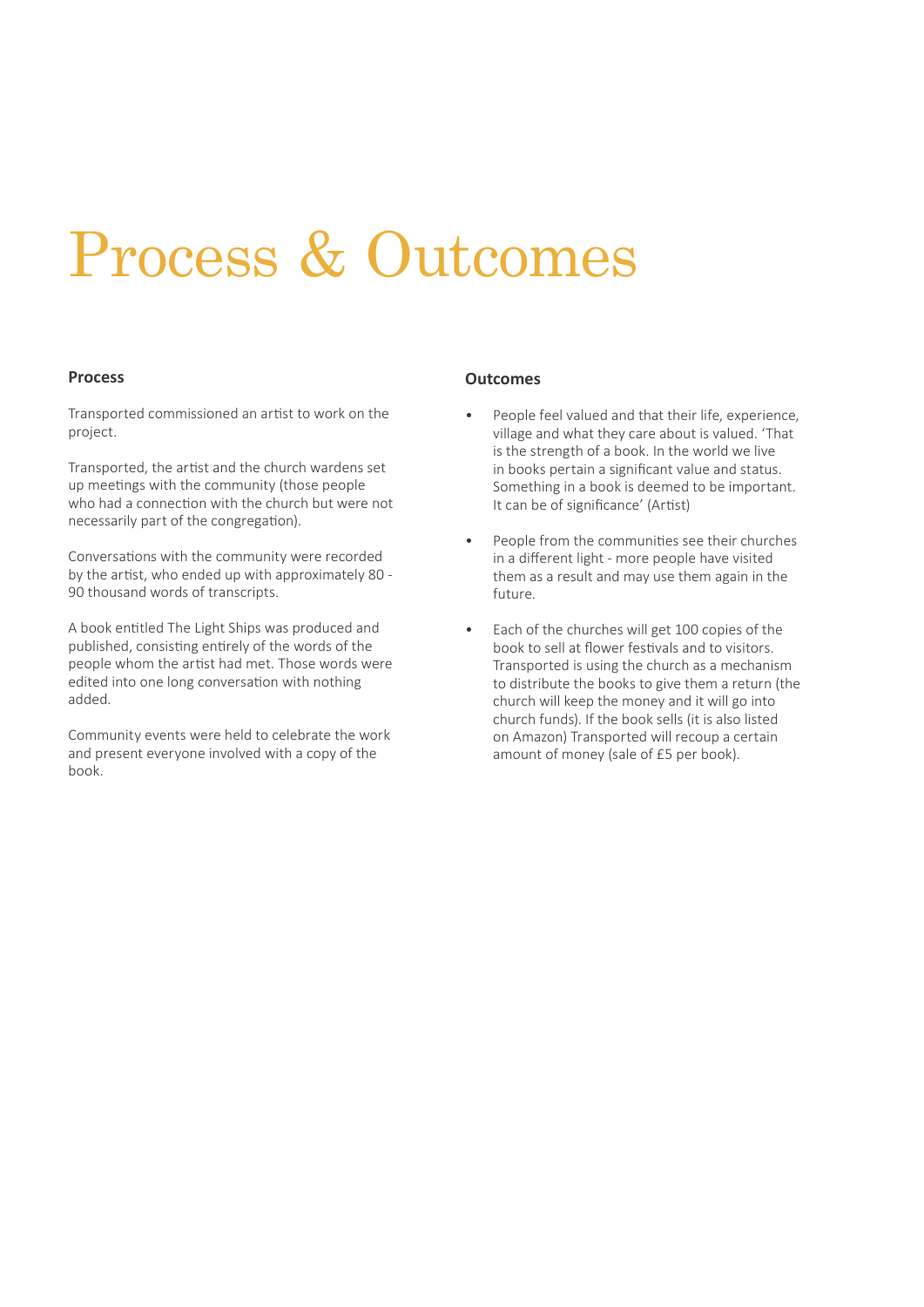# Process & Outcomes

## Process

Transported commissioned an artist to work on the project.

Transported, the artist and the church wardens set up meetings with the community (those people who had a connection with the church but were not necessarily part of the congregation).

Conversations with the community were recorded by the artist, who ended up with approximately 80 - 90 thousand words of transcripts.

A book entitled The Light Ships was produced and published, consisting entirely of the words of the people whom the artist had met. Those words were edited into one long conversation with nothing added.

Community events were held to celebrate the work and present everyone involved with a copy of the book.

## Outcomes

- People feel valued and that their life, experience, village and what they care about is valued. 'That is the strength of a book. In the world we live in books pertain a significant value and status. Something in a book is deemed to be important. It can be of significance' (Artist)
- People from the communities see their churches in a different light - more people have visited them as a result and may use them again in the future.
- Each of the churches will get 100 copies of the book to sell at flower festivals and to visitors. Transported is using the church as a mechanism to distribute the books to give them a return (the church will keep the money and it will go into church funds). If the book sells (it is also listed on Amazon) Transported will recoup a certain amount of money (sale of £5 per book).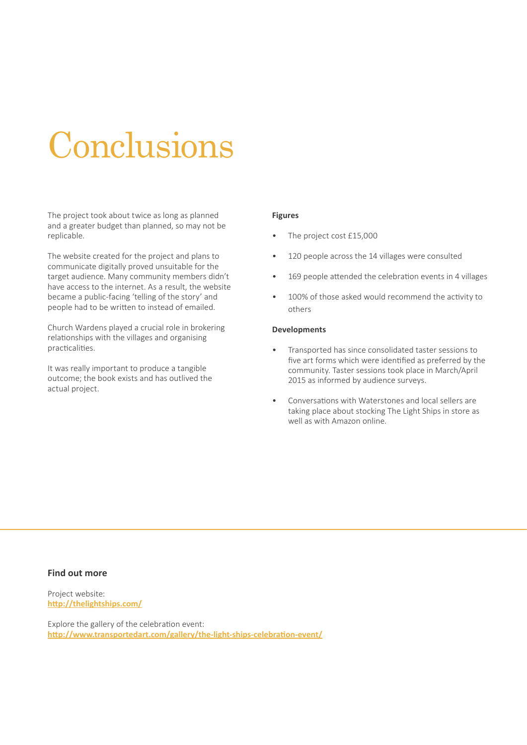# Conclusions

The project took about twice as long as planned and a greater budget than planned, so may not be replicable.

The website created for the project and plans to communicate digitally proved unsuitable for the target audience. Many community members didn't have access to the internet. As a result, the website became a public-facing 'telling of the story' and people had to be written to instead of emailed.

Church Wardens played a crucial role in brokering relationships with the villages and organising practicalities.

It was really important to produce a tangible outcome; the book exists and has outlived the actual project.

**Figures**

- The project cost £15,000
- 120 people across the 14 villages were consulted
- 169 people attended the celebration events in 4 villages
- 100% of those asked would recommend the activity to others

**Developments**

- Transported has since consolidated taster sessions to five art forms which were identified as preferred by the community. Taster sessions took place in March/April 2015 as informed by audience surveys.
- Conversations with Waterstones and local sellers are taking place about stocking The Light Ships in store as well as with Amazon online.

## Find out more

Project website:
[http://thelightships.com/](http://thelightships.com/)

Explore the gallery of the celebration event:
[http://www.transportedart.com/gallery/the-light-ships-celebration-event/](http://www.transportedart.com/gallery/the-light-ships-celebration-event/)